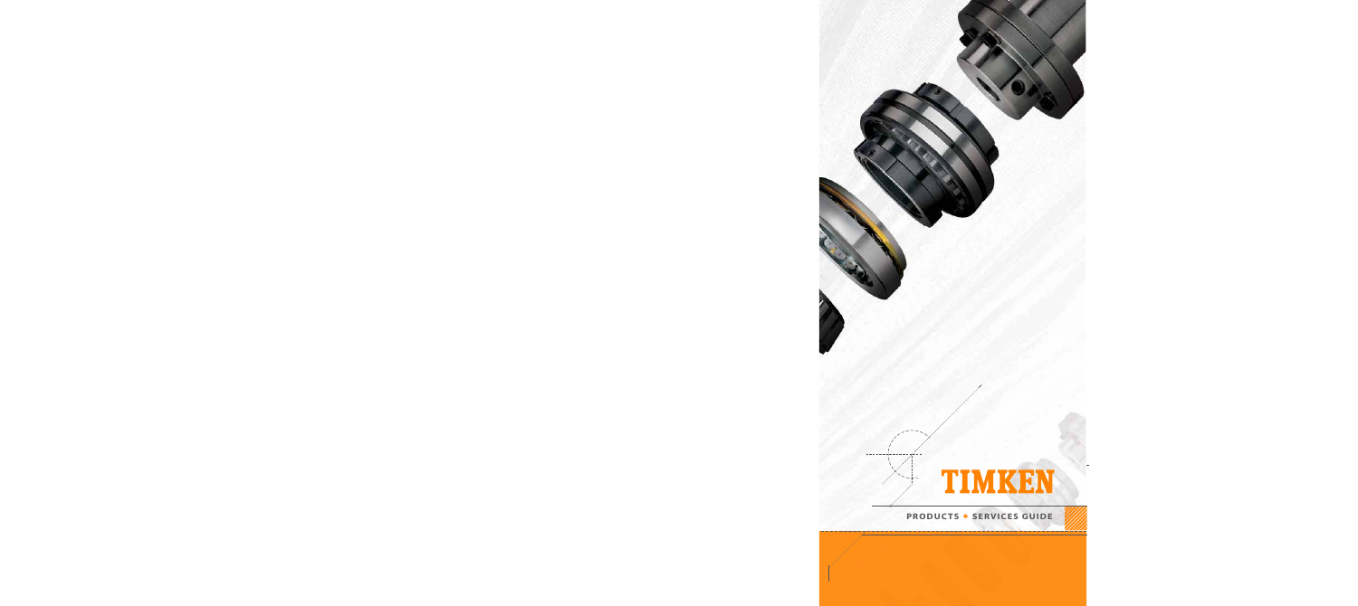# TIMKEN

PRODUCTS + SERVICES GUIDE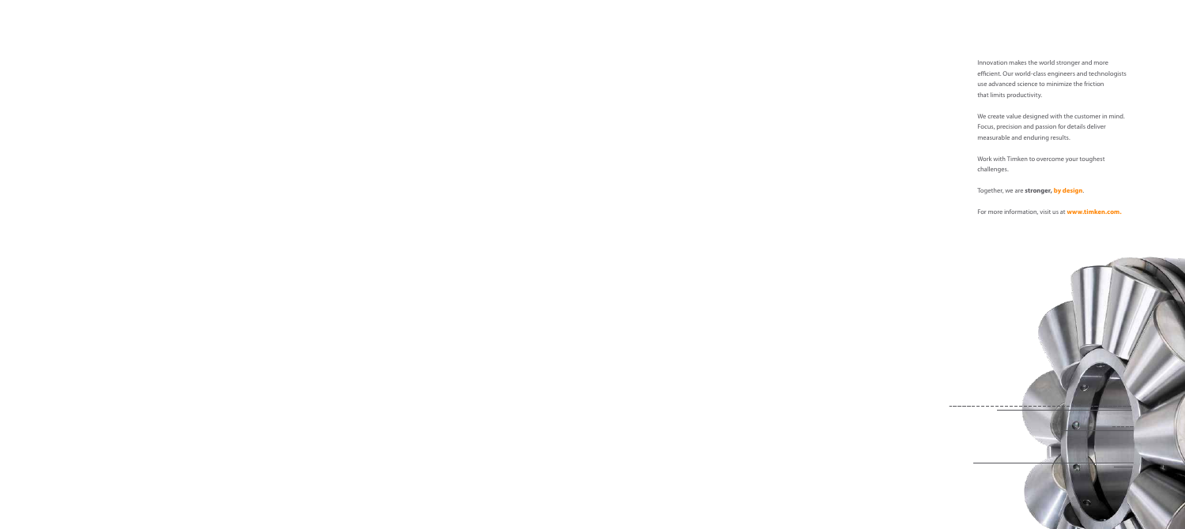Innovation makes the world stronger and more efficient. Our world-class engineers and technologists use advanced science to minimize the friction that limits productivity.

We create value designed with the customer in mind. Focus, precision and passion for details deliver measurable and enduring results.

Work with Timken to overcome your toughest challenges.

Together, we are **stronger, by design**.

For more information, visit us at **www.timken.com.**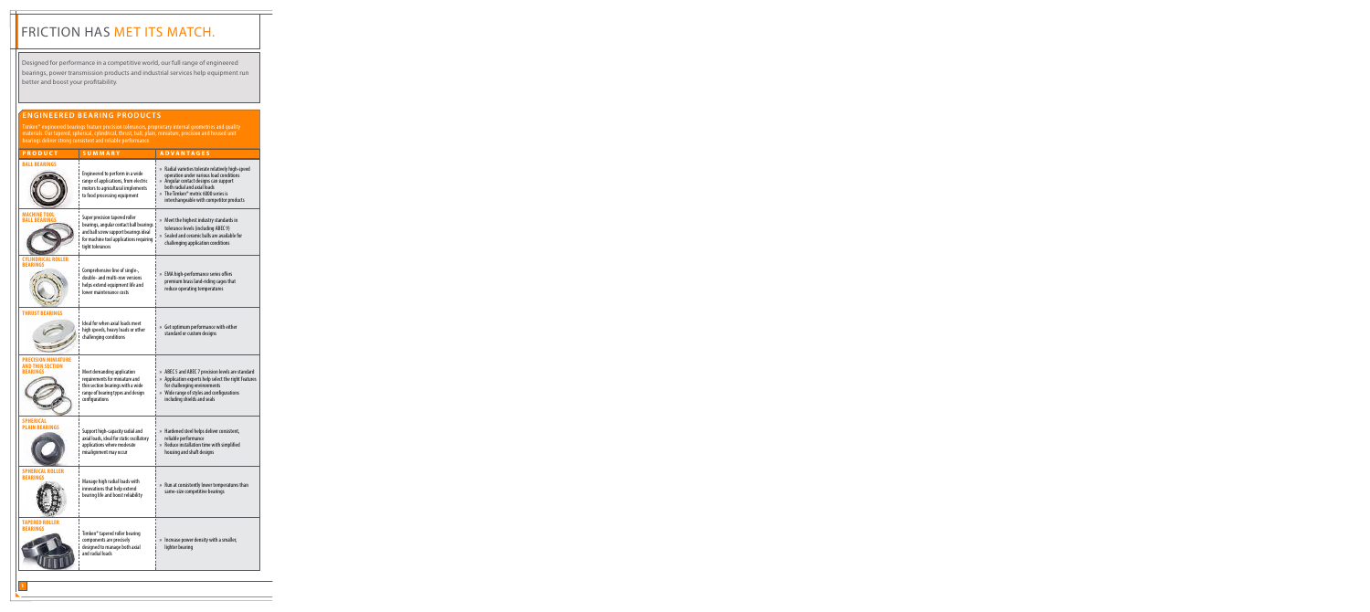# FRICTION HAS MET ITS MATCH.

Designed for performance in a competitive world, our full range of engineered bearings, power transmission products and industrial services help equipment run better and boost your profitability.

## ENGINEERED BEARING PRODUCTS

Timken® engineered bearings feature precision tolerances, proprietary internal geometries and quality materials. Our tapered, spherical, cylindrical, thrust, ball, plain, miniature, precision and housed unit bearings deliver strong consistent and reliable performance.

| PRODUCT | SUMMARY | ADVANTAGES |
|---|---|---|
| BALL BEARINGS | Engineered to perform in a wide range of applications, from electric motors to agricultural implements to food processing equipment | » Radial varieties tolerate relatively high-speed operation under various load conditions<br>» Angular contact designs can support both radial and axial loads<br>» The Timken® metric 6000 series is interchangeable with competitor products |
| MACHINE TOOL BALL BEARINGS | Super precision tapered roller bearings, angular contact ball bearings and ball screw support bearings ideal for machine tool applications requiring tight tolerances | » Meet the highest industry standards in tolerance levels (including ABEC 9)<br>» Sealed and ceramic balls are available for challenging application conditions |
| CYLINDRICAL ROLLER BEARINGS | Comprehensive line of single-, double- and multi-row versions helps extend equipment life and lower maintenance costs | » EMA high-performance series offers premium brass land-riding cages that reduce operating temperatures |
| THRUST BEARINGS | Ideal for when axial loads meet high speeds, heavy loads or other challenging conditions | » Get optimum performance with either standard or custom designs |
| PRECISION MINIATURE AND THIN SECTION BEARINGS | Meet demanding application requirements for miniature and thin section bearings with a wide range of bearing types and design configurations | » ABEC 5 and ABEC 7 precision levels are standard<br>» Application experts help select the right features for challenging environments<br>» Wide range of styles and configurations including shields and seals |
| SPHERICAL PLAIN BEARINGS | Support high-capacity radial and axial loads, ideal for static oscillatory applications where moderate misalignment may occur | » Hardened steel helps deliver consistent, reliable performance<br>» Reduce installation time with simplified housing and shaft designs |
| SPHERICAL ROLLER BEARINGS | Manage high radial loads with innovations that help extend bearing life and boost reliability | » Run at consistently lower temperatures than same-size competitive bearings |
| TAPERED ROLLER BEARINGS | Timken® tapered roller bearing components are precisely designed to manage both axial and radial loads | » Increase power density with a smaller, lighter bearing |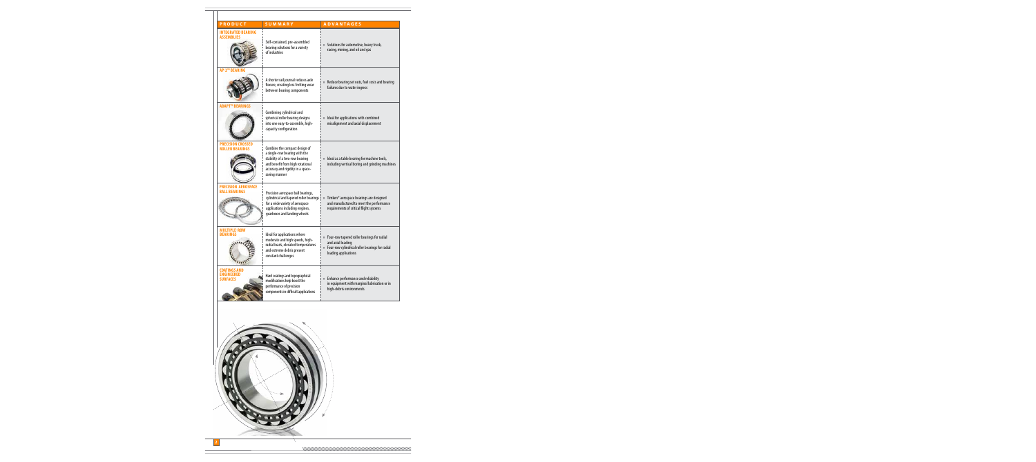| PRODUCT | SUMMARY | ADVANTAGES |
|---|---|---|
| INTEGRATED BEARING ASSEMBLIES | Self-contained, pre-assembled bearing solutions for a variety of industries | • Solutions for automotive, heavy truck, racing, mining, and oil and gas |
| AP-2™ BEARING | A shorter rail journal reduces axle flexure, creating less fretting wear between bearing components | • Reduce bearing set outs, fuel costs and bearing failures due to water ingress |
| ADAPT™ BEARINGS | Combining cylindrical and spherical roller bearing designs into one easy-to-assemble, high-capacity configuration | • Ideal for applications with combined misalignment and axial displacement |
| PRECISION CROSSED ROLLER BEARINGS | Combine the compact design of a single-row bearing with the stability of a two-row bearing and benefit from high rotational accuracy and rigidity in a space-saving manner | • Ideal as a table bearing for machine tools, including vertical boring and grinding machines |
| PRECISION AEROSPACE BALL BEARINGS | Precision aerospace ball bearings, cylindrical and tapered roller bearings for a wide variety of aerospace applications including engines, gearboxes and landing wheels | • Timken® aerospace bearings are designed and manufactured to meet the performance requirements of critical flight systems |
| MULTIPLE-ROW BEARINGS | Ideal for applications where moderate and high speeds, high-radial loads, elevated temperatures and extreme debris present constant challenges | • Four-row tapered roller bearings for radial and axial loading<br>• Four-row cylindrical roller bearings for radial loading applications |
| COATINGS AND ENGINEERED SURFACES | Hard coatings and topographical modifications help boost the performance of precision components in difficult applications | • Enhance performance and reliability in equipment with marginal lubrication or in high-debris environments |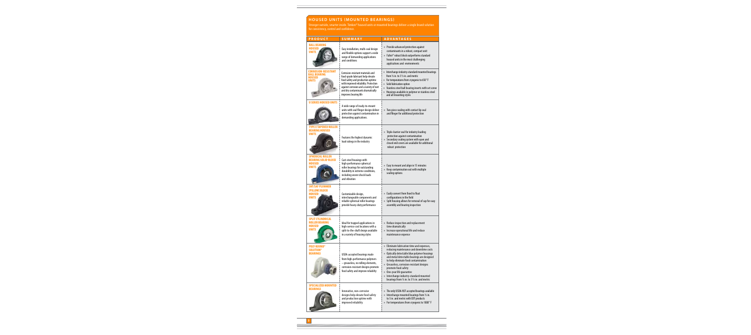## HOUSED UNITS (MOUNTED BEARINGS)

Stronger outside, smarter inside. Timken® housed units or mounted bearings deliver a single-brand solution for consistency, control and confidence.

| PRODUCT | SUMMARY | ADVANTAGES |
|---|---|---|
| **BALL BEARING HOUSED UNITS** | Easy installation, multi-seal design and flexible options support a wide range of demanding applications and conditions | » Provide advanced protection against contaminants in a robust, compact unit<br>» Fafnir® robust block outperforms standard housed units in the most challenging applications and environments |
| **CORROSION-RESISTANT BALL BEARING HOUSED UNITS** | Corrosion-resistant materials and food-grade lubricant help elevate food safety and production uptime with improved reliability. Protection against corrosion and a variety of wet and dry contaminants dramatically improves bearing life | » Interchange industry-standard mounted bearings from ½ in. to 3 ⁷⁄₁₆ in. and metric<br>» For temperatures from cryogenic to 650° F<br>» Solid lubrication option<br>» Stainless steel ball bearing inserts with set screw<br>» Housings available in polymer or stainless steel and all mounting styles |
| **U SERIES HOUSED UNITS** | A wide range of ready-to-mount units with seal flinger design deliver protection against contamination in demanding applications. | » Two-piece sealing with contact lip seal and flinger for additional protection |
| **TYPE E TAPERED ROLLER BEARING HOUSED UNITS** | Features the highest dynamic load ratings in the industry | » Triple-barrier seal for industry leading protection against contamination<br>» Secondary sealing system with open and closed end covers are available for additional robust protection |
| **SPHERICAL ROLLER BEARING SOLID-BLOCK HOUSED UNITS** | Cast-steel housings with high-performance spherical roller bearings for outstanding durability in extreme conditions, including severe shock loads and vibration | » Easy to mount and align in 15 minutes<br>» Keep contamination out with multiple sealing options |
| **SNT/SAF PLUMMER (PILLOW) BLOCK HOUSED UNITS** | Customizable design, interchangeable components and reliable spherical roller bearings provide heavy-duty performance | » Easily convert from fixed to float configurations in the field<br>» Split housing allows for removal of cap for easy assembly and bearing inspection |
| **SPLIT CYLINDRICAL ROLLER BEARING HOUSED UNITS** | Ideal for trapped applications in high-service cost locations with a split-to-the-shaft design available in a variety of housing styles | » Reduce inspection and replacement time dramatically<br>» Increase operational life and reduce maintenance expense |
| **POLY-ROUND® SOLUTION® BEARINGS** | USDA-accepted bearings made from high-performance polymers — greaseless, no rolling elements, corrosion-resistant designs promote food safety and improve reliability | » Eliminate lubrication time and expenses, reducing maintenance and downtime costs<br>» Optically detectable blue polymer housings and metal detectable bearings are designed to help eliminate food contamination<br>» Greaseless, corrosion-resistant designs promote food safety<br>» One-year life guarantee<br>» Interchange industry-standard mounted bearings from ½ in. to 3 ⁷⁄₁₆ in. and metric |
| **SPECIALIZED MOUNTED BEARINGS** | Innovative, non-corrosive designs help elevate food safety and production uptime with improved reliability | » The only USDA-NSF accepted bearings available<br>» Interchange mounted bearings from ½ in. to 5 in. and metric with EEF products<br>» For temperatures from cryogenic to 1000° F |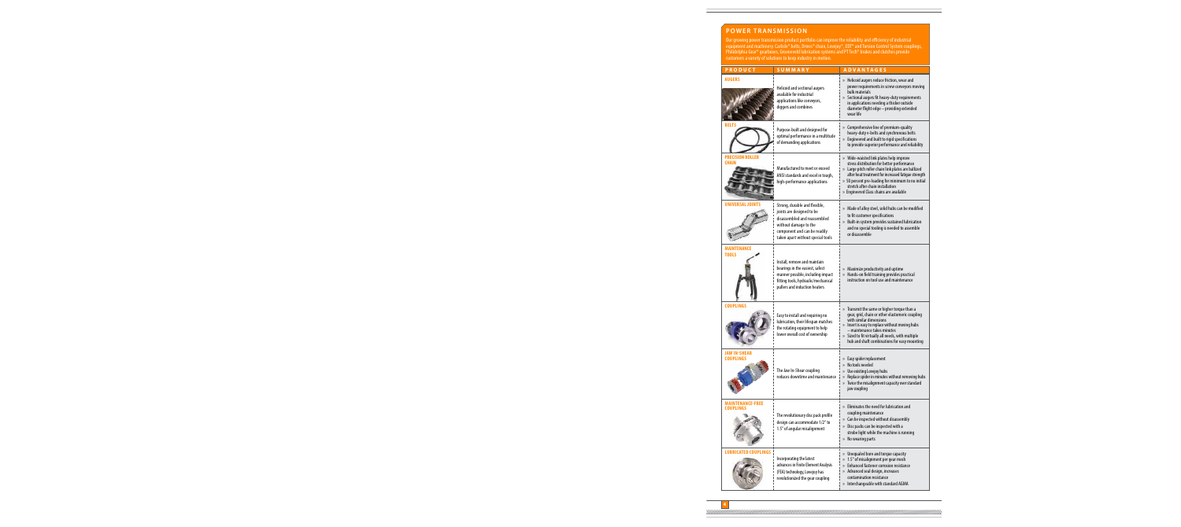## POWER TRANSMISSION

Our growing power transmission product portfolio can improve the reliability and efficiency of industrial equipment and machinery. Carlisle® belts, Drives® chain, Lovejoy®, EDT® and Torsion Control System couplings, Philadelphia Gear® gearboxes, Greenfield lubrication systems and PT Tech® brakes and clutches provide customers a variety of solutions to keep industry in motion.

| PRODUCT | SUMMARY | ADVANTAGES |
|---|---|---|
| AUGERS | Helicoid and sectional augers available for industrial applications like conveyors, diggers and combines | » Helicoid augers reduce friction, wear and power requirements in screw conveyors moving bulk materials<br>» Sectional augers fit heavy-duty requirements in applications needing a thicker outside diameter flight edge – providing extended wear life |
| BELTS | Purpose-built and designed for optimal performance in a multitude of demanding applications | » Comprehensive line of premium-quality heavy-duty v-belts and synchronous belts<br>» Engineered and built to rigid specifications to provide superior performance and reliability |
| PRECISION ROLLER CHAIN | Manufactured to meet or exceed ANSI standards and excel in tough, high-performance applications | » Wide-waisted link plates help improve stress distribution for better performance<br>» Large pitch roller chain link plates are ballized after heat treatment for increased fatigue strength<br>» 50 percent pre-loading for minimum to no initial stretch after chain installation<br>» Engineered Class chains are available |
| UNIVERSAL JOINTS | Strong, durable and flexible, joints are designed to be disassembled and reassembled without damage to the component and can be readily taken apart without special tools | » Made of alloy steel, solid hubs can be modified to fit customer specifications<br>» Built-in system provides sustained lubrication and no special tooling is needed to assemble or disassemble |
| MAINTENANCE TOOLS | Install, remove and maintain bearings in the easiest, safest manner possible, including impact fitting tools, hydraulic/mechanical pullers and induction heaters | » Maximize productivity and uptime<br>» Hands-on field training provides practical instruction on tool use and maintenance |
| COUPLINGS | Easy to install and requiring no lubrication, their lifespan matches the rotating equipment to help lower overall cost of ownership | » Transmit the same or higher torque than a gear, grid, chain or other elastomeric coupling with similar dimensions<br>» Insert is easy to replace without moving hubs – maintenance takes minutes<br>» Sized to fit virtually all needs, with multiple hub and shaft combinations for easy mounting |
| JAW IN-SHEAR COUPLINGS | The Jaw In-Shear coupling reduces downtime and maintenance | » Easy spider replacement<br>» No tools needed<br>» Use existing Lovejoy hubs<br>» Replace spider in minutes without removing hubs<br>» Twice the misalignment capacity over standard jaw coupling |
| MAINTENANCE-FREE COUPLINGS | The revolutionary disc pack profile design can accommodate 1/2° to 1.5° of angular misalignment | » Eliminates the need for lubrication and coupling maintenance<br>» Can be inspected without disassembly<br>» Disc packs can be inspected with a strobe light while the machine is running<br>» No wearing parts |
| LUBRICATED COUPLINGS | Incorporating the latest advances in Finite Element Analysis (FEA) technology, Lovejoy has revolutionized the gear coupling | » Unequaled bore and torque capacity<br>» 1.5° of misalignment per gear mesh<br>» Enhanced fastener corrosion resistance<br>» Advanced seal design, increases contamination resistance<br>» Interchangeable with standard AGMA |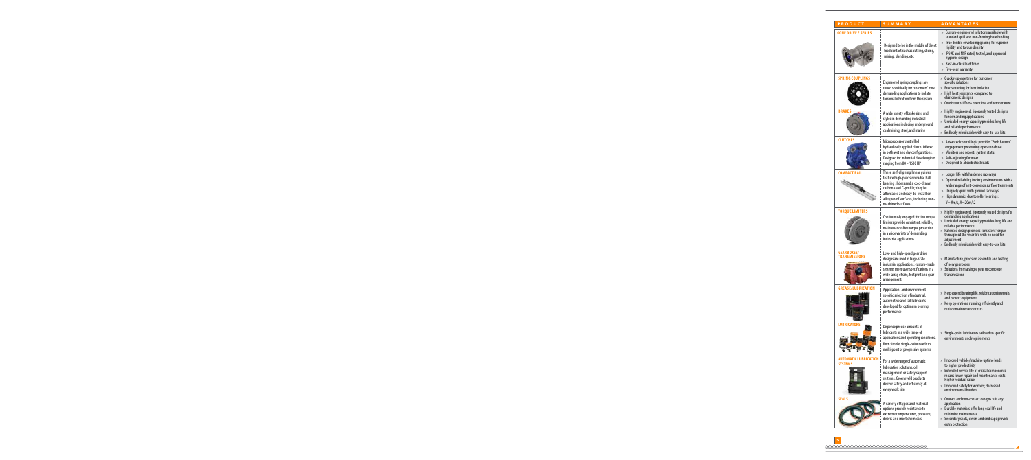| PRODUCT | SUMMARY | ADVANTAGES |
|---|---|---|
| **CONE DRIVE F SERIES** | Designed to be in the middle of direct food contact such as cutting, slicing, mixing, blending, etc. | » Custom-engineered solutions available with standard quill and non-fretting blue bushing<br>» True double enveloping gearing for superior rigidity and torque density<br>» IP69K and NSF rated, tested, and approved hygienic design<br>» Best-in-class lead times<br>» Five-year warranty |
| **SPRING COUPLINGS** | Engineered spring couplings are tuned specifically for customers' most demanding applications to isolate torsional vibration from the system | » Quick response time for customer specific solutions<br>» Precise tuning for best isolation<br>» High heat resistance compared to elastomeric designs<br>» Consistent stiffness over time and temperature |
| **BRAKES** | A wide variety of brake sizes and styles in demanding industrial applications including underground coal mining, steel, and marine | » Highly engineered, rigorously tested designs for demanding applications<br>» Unrivaled energy capacity provides long life and reliable performance<br>» Endlessly rebuildable with easy-to-use kits |
| **CLUTCHES** | Microprocessor controlled hydraulically applied clutch. Offered in both wet and dry configurations. Designed for industrial diesel engines ranging from 80 – 1600 HP | » Advanced control logic provides "Push Button" engagement preventing operator abuse<br>» Monitors and reports system status<br>» Self-adjusting for wear<br>» Designed to absorb shockloads |
| **COMPACT RAIL** | These self-aligning linear guides feature high-precision radial ball bearing sliders and a cold-drawn carbon steel C-profile, they're affordable and easy-to-install on all types of surfaces, including non-machined surfaces | » Longer life with hardened raceways<br>» Optimal reliability in dirty environments with a wide range of anti-corrosion surface treatments<br>» Uniquely quiet with ground raceways<br>» High dynamics due to roller bearings: V= 9m/s, A=20m/s2 |
| **TORQUE LIMITERS** | Continuously engaged friction torque limiters provide consistent, reliable, maintenance-free torque protection in a wide variety of demanding industrial applications | » Highly engineered, rigorously tested designs for demanding applications<br>» Unrivaled energy capacity provides long life and reliable performance<br>» Patented design provides consistent torque throughout the wear life with no need for adjustment<br>» Endlessly rebuildable with easy-to-use kits |
| **GEARBOXES/ TRANSMISSIONS** | Low- and high-speed gear drive designs are used in large-scale industrial applications; custom-made systems meet user specifications in a wide-array of size, footprint and gear arrangements | » Manufacture, precision assembly and testing of new gearboxes<br>» Solutions from a single gear to complete transmissions |
| **GREASE/LUBRICATION** | Application- and environment-specific selection of industrial, automotive and rail lubricants developed for optimum bearing performance | » Help extend bearing life, relubrication intervals and protect equipment<br>» Keep operations running efficiently and reduce maintenance costs |
| **LUBRICATORS** | Dispense precise amounts of lubricants in a wide range of applications and operating conditions, from simple, single-point needs to multi-point or progressive systems | » Single-point lubricators tailored to specific environments and requirements |
| **AUTOMATIC LUBRICATION SYSTEMS** | For a wide range of automatic lubrication solutions, oil management or safety support systems, Groeneveld products deliver safety and efficiency at every work site | » Improved vehicle/machine uptime leads to higher productivity<br>» Extended service life of critical components means lower repair and maintenance costs. Higher residual value<br>» Improved safety for workers; decreased environmental burden |
| **SEALS** | A variety of types and material options provide resistance to extreme temperatures, pressure, debris and most chemicals | » Contact and non-contact designs suit any application<br>» Durable materials offer long seal life and minimize maintenance<br>» Secondary seals, covers and end caps provide extra protection |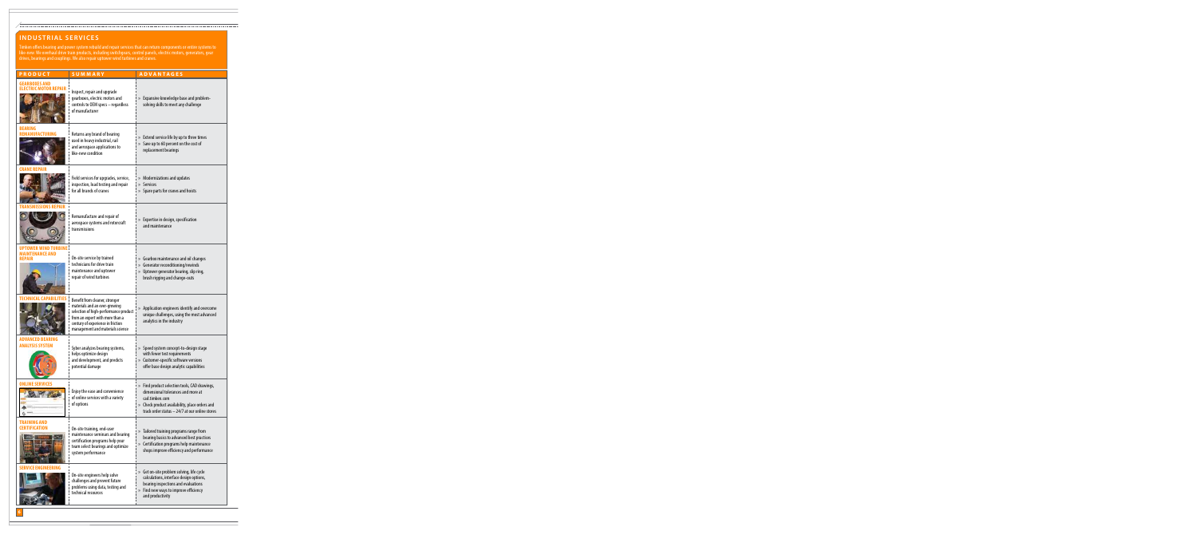## INDUSTRIAL SERVICES

Timken offers bearing and power system rebuild and repair services that can return components or entire systems to like-new. We overhaul drive train products, including switchgears, control panels, electric motors, generators, gear drives, bearings and couplings. We also repair uptower wind turbines and cranes.

| PRODUCT | SUMMARY | ADVANTAGES |
|---|---|---|
| GEARBOXES AND ELECTRIC MOTOR REPAIR | Inspect, repair and upgrade gearboxes, electric motors and controls to OEM specs – regardless of manufacturer | » Expansive knowledge base and problem-solving skills to meet any challenge |
| BEARING REMANUFACTURING | Returns any brand of bearing used in heavy industrial, rail and aerospace applications to like-new condition | » Extend service life by up to three times<br>» Save up to 60 percent on the cost of replacement bearings |
| CRANE REPAIR | Field services for upgrades, service, inspection, load testing and repair for all brands of cranes | » Modernizations and updates<br>» Services<br>» Spare parts for cranes and hoists |
| TRANSMISSIONS REPAIR | Remanufacture and repair of aerospace systems and rotorcraft transmissions | » Expertise in design, specification and maintenance |
| UPTOWER WIND TURBINE MAINTENANCE AND REPAIR | On-site service by trained technicians for drive train maintenance and uptower repair of wind turbines | » Gearbox maintenance and oil changes<br>» Generator reconditioning/rewinds<br>» Uptower generator bearing, slip ring, brush rigging and change-outs |
| TECHNICAL CAPABILITIES | Benefit from cleaner, stronger materials and an ever-growing selection of high-performance product from an expert with more than a century of experience in friction management and materials science | » Application engineers identify and overcome unique challenges, using the most advanced analytics in the industry |
| ADVANCED BEARING ANALYSIS SYSTEM | Syber analyzes bearing systems, helps optimize design and development, and predicts potential damage | » Speed system concept-to-design stage with fewer test requirements<br>» Customer-specific software versions offer base design analytic capabilities |
| ONLINE SERVICES | Enjoy the ease and convenience of online services with a variety of options | » Find product selection tools, CAD drawings, dimensional tolerances and more at cad.timken.com<br>» Check product availability, place orders and track order status – 24/7 at our online stores |
| TRAINING AND CERTIFICATION | On-site training, end-user maintenance seminars and bearing certification programs help your team select bearings and optimize system performance | » Tailored training programs range from bearing basics to advanced best practices<br>» Certification programs help maintenance shops improve efficiency and performance |
| SERVICE ENGINEERING | On-site engineers help solve challenges and prevent future problems using data, testing and technical resources | » Get on-site problem solving, life cycle calculations, interface design options, bearing inspections and evaluations<br>» Find new ways to improve efficiency and productivity |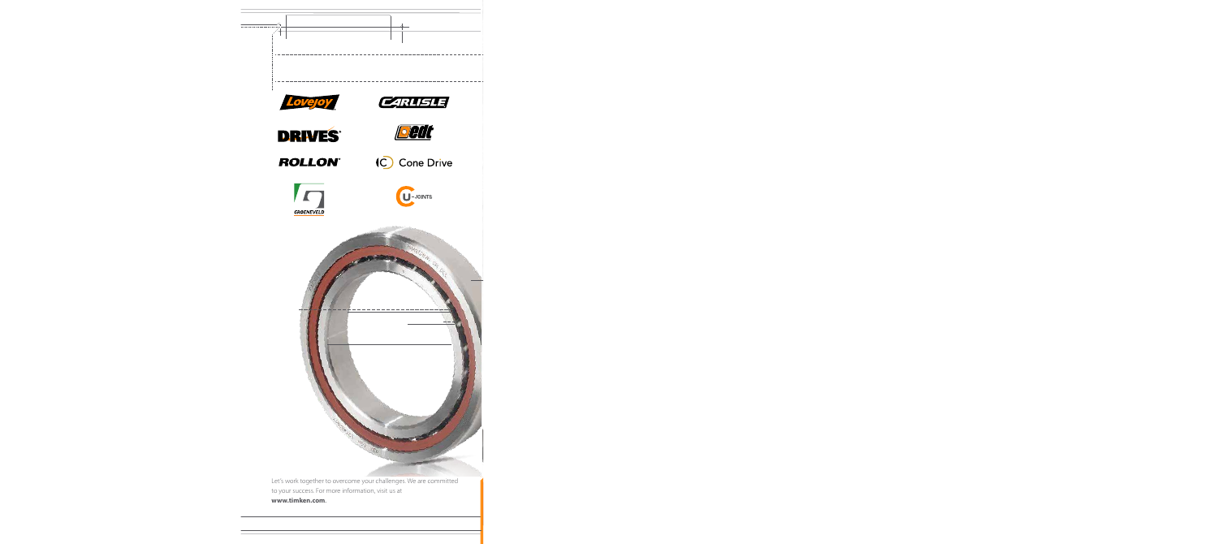Let's work together to overcome your challenges. We are committed to your success. For more information, visit us at **www.timken.com**.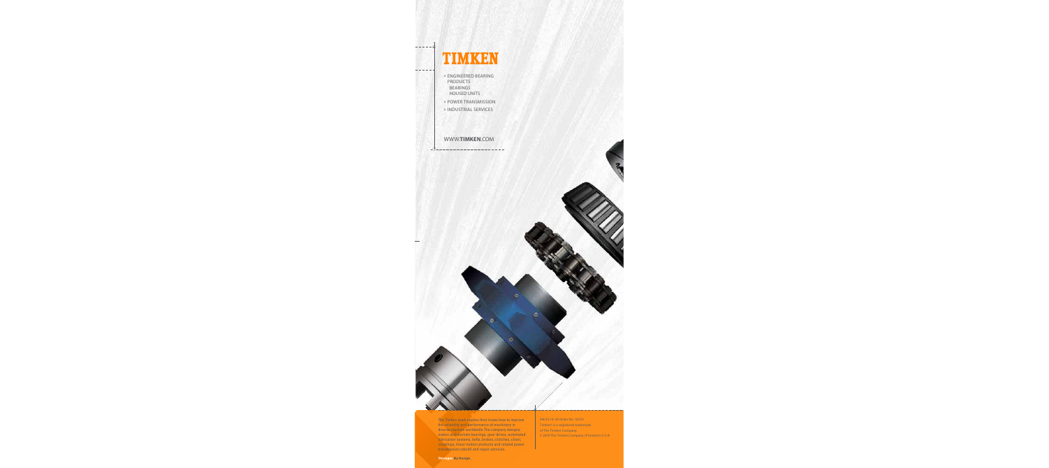# TIMKEN

- ENGINEERED BEARING PRODUCTS
  - BEARINGS
  - HOUSED UNITS
- POWER TRANSMISSION
- INDUSTRIAL SERVICES

WWW.**TIMKEN**.COM

The Timken team applies their know-how to improve the reliability and performance of machinery in diverse markets worldwide. The company designs, makes and markets bearings, gear drives, automated lubrication systems, belts, brakes, clutches, chain, couplings, linear motion products and related power transmission rebuild and repair services.

**Stronger.** By Design.

5M 03-16-29 Order No. 10705
Timken® is a registered trademark
of The Timken Company.
© 2016 The Timken Company | Printed in U.S.A.